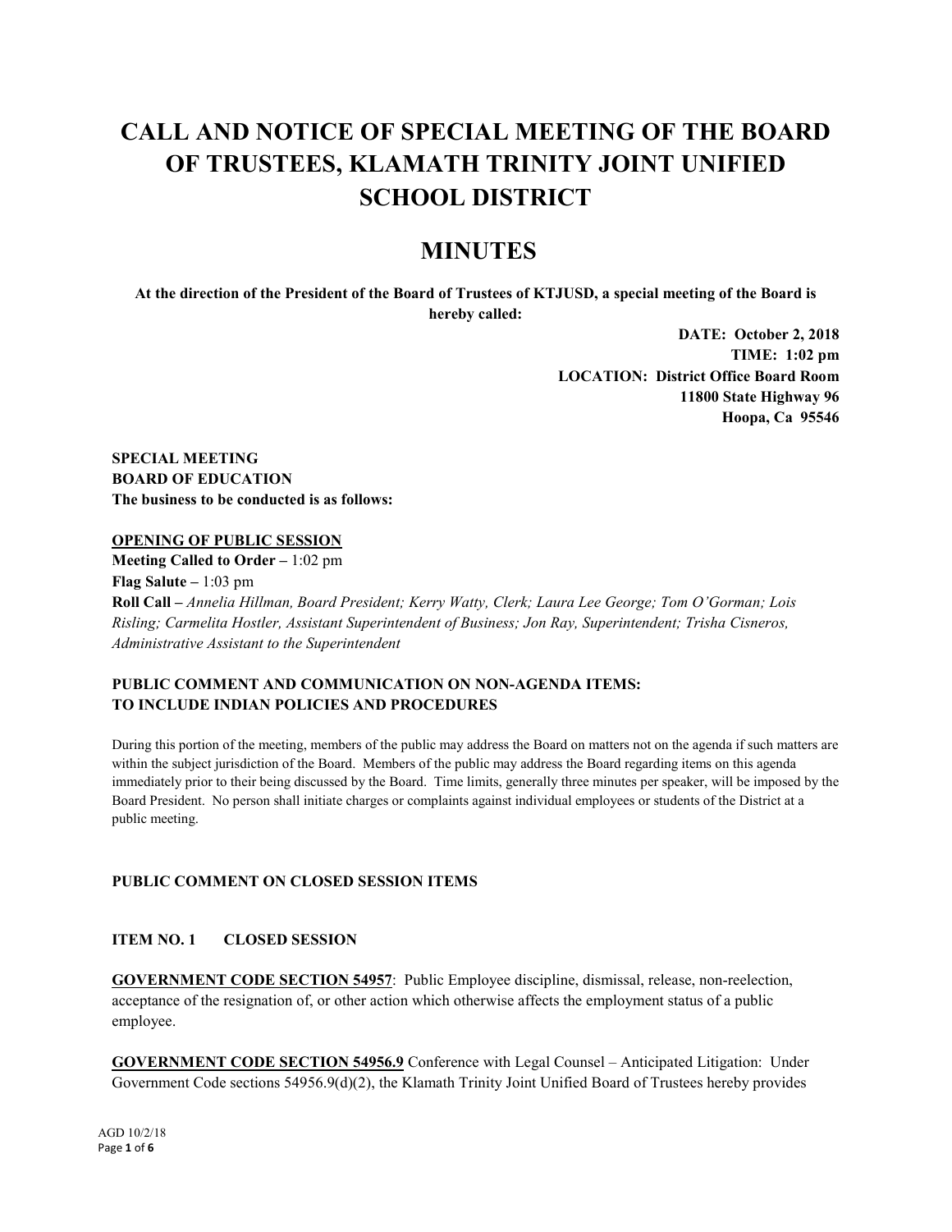# CALL AND NOTICE OF SPECIAL MEETING OF THE BOARD OF TRUSTEES, KLAMATH TRINITY JOINT UNIFIED SCHOOL DISTRICT

# MINUTES

**At the direction of the President of the Board of Trustees of KTJUSD, a special meeting of the Board is hereby called:**

**DATE: October 2, 2018**
**TIME: 1:02 pm**
**LOCATION: District Office Board Room**
**11800 State Highway 96**
**Hoopa, Ca 95546**

**SPECIAL MEETING**
**BOARD OF EDUCATION**
**The business to be conducted is as follows:**

**<u>OPENING OF PUBLIC SESSION</u>**

**Meeting Called to Order –** 1:02 pm
**Flag Salute –** 1:03 pm
**Roll Call –** *Annelia Hillman, Board President; Kerry Watty, Clerk; Laura Lee George; Tom O'Gorman; Lois Risling; Carmelita Hostler, Assistant Superintendent of Business; Jon Ray, Superintendent; Trisha Cisneros, Administrative Assistant to the Superintendent*

**PUBLIC COMMENT AND COMMUNICATION ON NON-AGENDA ITEMS: TO INCLUDE INDIAN POLICIES AND PROCEDURES**

During this portion of the meeting, members of the public may address the Board on matters not on the agenda if such matters are within the subject jurisdiction of the Board. Members of the public may address the Board regarding items on this agenda immediately prior to their being discussed by the Board. Time limits, generally three minutes per speaker, will be imposed by the Board President. No person shall initiate charges or complaints against individual employees or students of the District at a public meeting.

**PUBLIC COMMENT ON CLOSED SESSION ITEMS**

**ITEM NO. 1 CLOSED SESSION**

**<u>GOVERNMENT CODE SECTION 54957</u>**: Public Employee discipline, dismissal, release, non-reelection, acceptance of the resignation of, or other action which otherwise affects the employment status of a public employee.

**<u>GOVERNMENT CODE SECTION 54956.9</u>** Conference with Legal Counsel – Anticipated Litigation: Under Government Code sections 54956.9(d)(2), the Klamath Trinity Joint Unified Board of Trustees hereby provides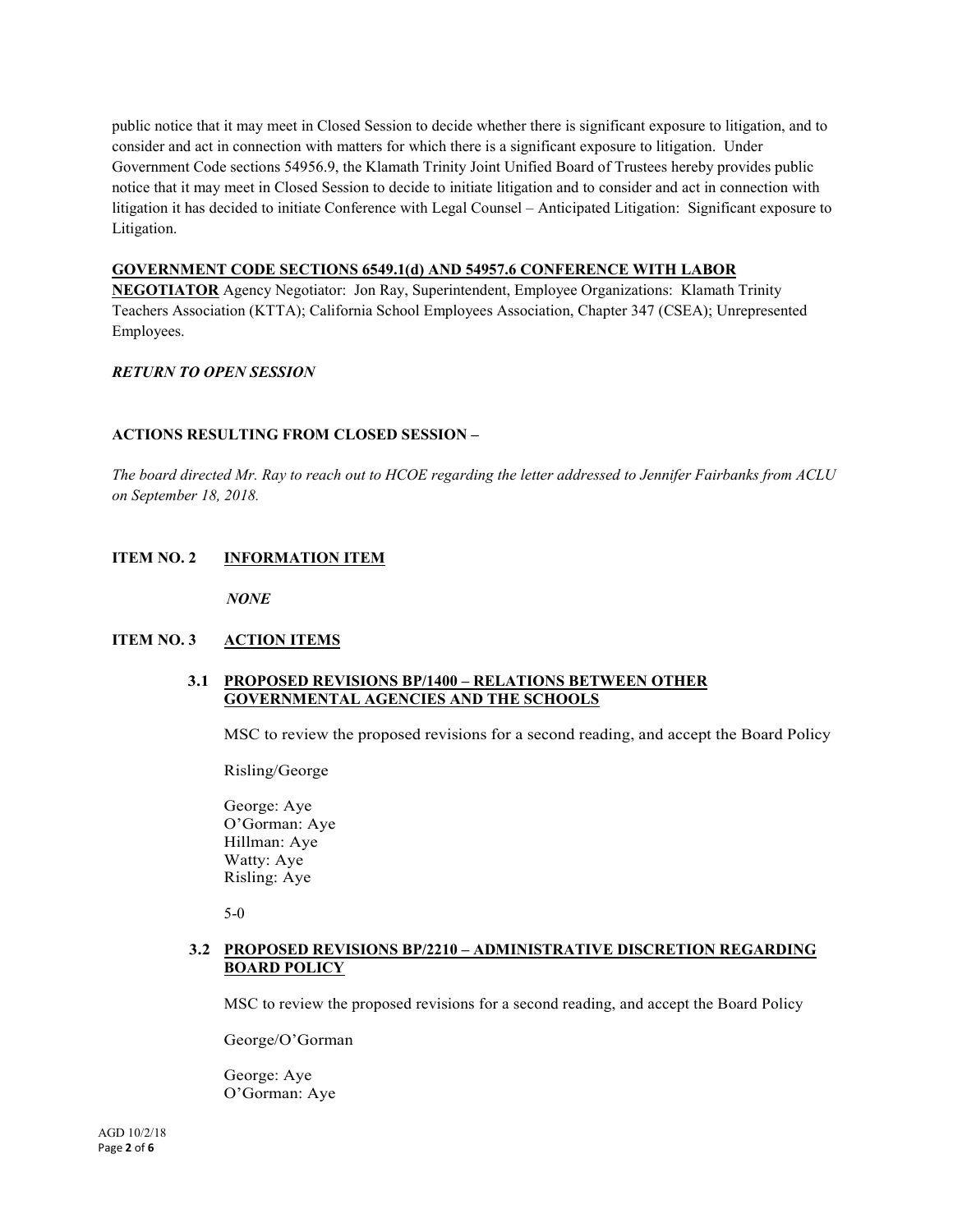public notice that it may meet in Closed Session to decide whether there is significant exposure to litigation, and to consider and act in connection with matters for which there is a significant exposure to litigation. Under Government Code sections 54956.9, the Klamath Trinity Joint Unified Board of Trustees hereby provides public notice that it may meet in Closed Session to decide to initiate litigation and to consider and act in connection with litigation it has decided to initiate Conference with Legal Counsel – Anticipated Litigation: Significant exposure to Litigation.

**GOVERNMENT CODE SECTIONS 6549.1(d) AND 54957.6 CONFERENCE WITH LABOR NEGOTIATOR** Agency Negotiator: Jon Ray, Superintendent, Employee Organizations: Klamath Trinity Teachers Association (KTTA); California School Employees Association, Chapter 347 (CSEA); Unrepresented Employees.

***RETURN TO OPEN SESSION***

**ACTIONS RESULTING FROM CLOSED SESSION –**

*The board directed Mr. Ray to reach out to HCOE regarding the letter addressed to Jennifer Fairbanks from ACLU on September 18, 2018.*

## ITEM NO. 2 INFORMATION ITEM

*NONE*

## ITEM NO. 3 ACTION ITEMS

### 3.1 PROPOSED REVISIONS BP/1400 – RELATIONS BETWEEN OTHER GOVERNMENTAL AGENCIES AND THE SCHOOLS

MSC to review the proposed revisions for a second reading, and accept the Board Policy

Risling/George

George: Aye
O'Gorman: Aye
Hillman: Aye
Watty: Aye
Risling: Aye

5-0

### 3.2 PROPOSED REVISIONS BP/2210 – ADMINISTRATIVE DISCRETION REGARDING BOARD POLICY

MSC to review the proposed revisions for a second reading, and accept the Board Policy

George/O'Gorman

George: Aye
O'Gorman: Aye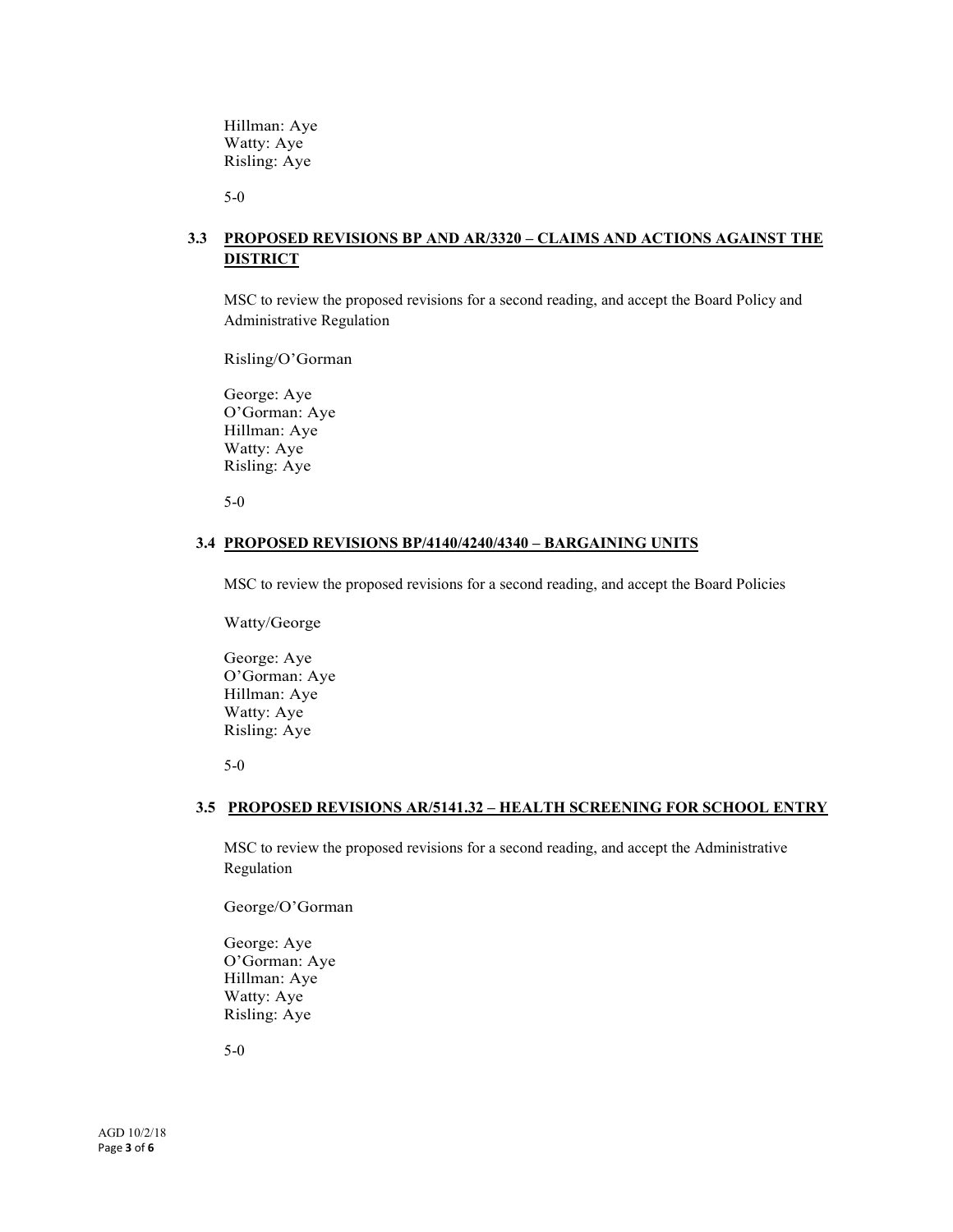Hillman: Aye
Watty: Aye
Risling: Aye

5-0

### 3.3 PROPOSED REVISIONS BP AND AR/3320 – CLAIMS AND ACTIONS AGAINST THE DISTRICT

MSC to review the proposed revisions for a second reading, and accept the Board Policy and Administrative Regulation

Risling/O'Gorman

George: Aye
O'Gorman: Aye
Hillman: Aye
Watty: Aye
Risling: Aye

5-0

### 3.4 PROPOSED REVISIONS BP/4140/4240/4340 – BARGAINING UNITS

MSC to review the proposed revisions for a second reading, and accept the Board Policies

Watty/George

George: Aye
O'Gorman: Aye
Hillman: Aye
Watty: Aye
Risling: Aye

5-0

### 3.5 PROPOSED REVISIONS AR/5141.32 – HEALTH SCREENING FOR SCHOOL ENTRY

MSC to review the proposed revisions for a second reading, and accept the Administrative Regulation

George/O'Gorman

George: Aye
O'Gorman: Aye
Hillman: Aye
Watty: Aye
Risling: Aye

5-0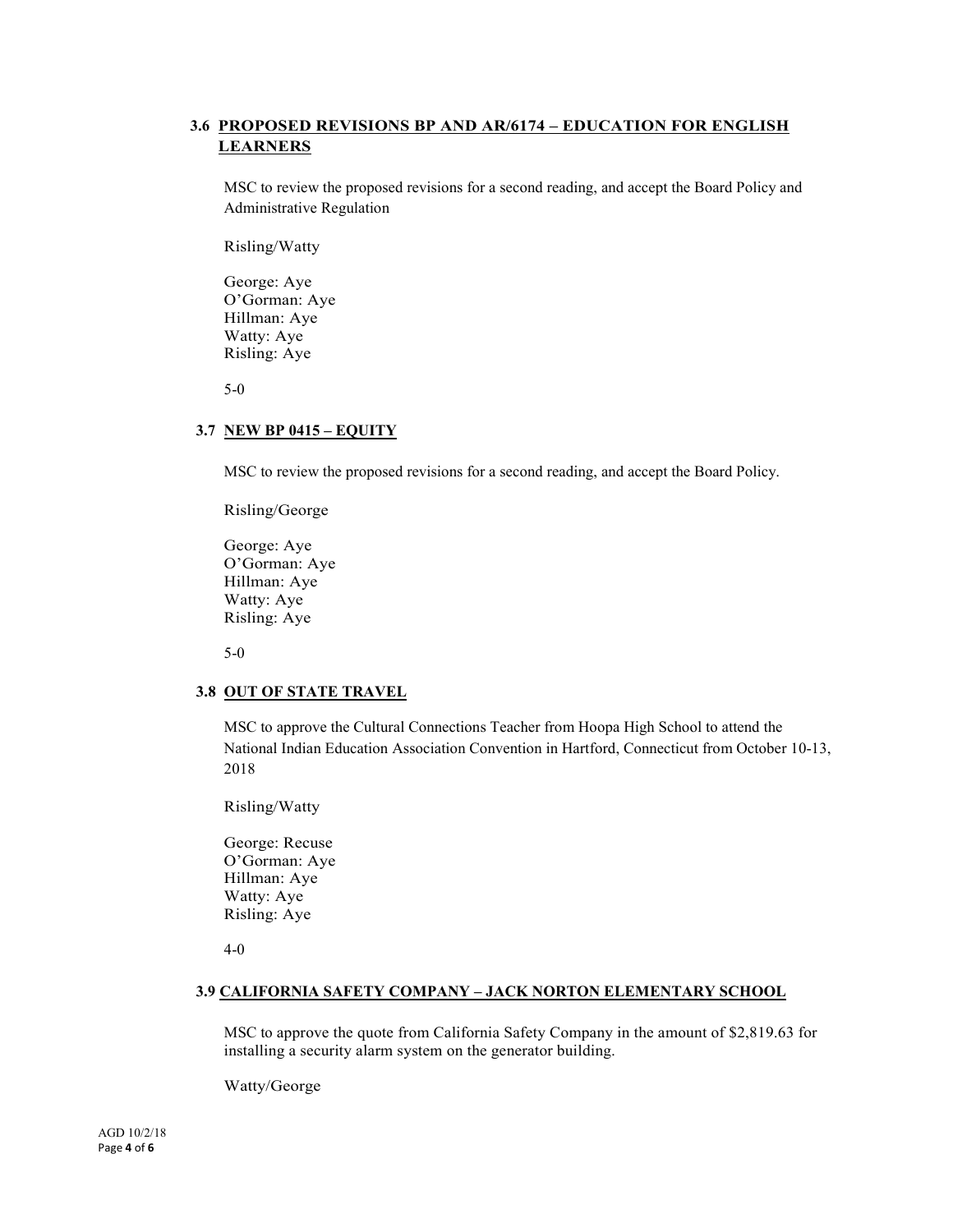### 3.6 PROPOSED REVISIONS BP AND AR/6174 – EDUCATION FOR ENGLISH LEARNERS

MSC to review the proposed revisions for a second reading, and accept the Board Policy and Administrative Regulation

Risling/Watty

George: Aye
O'Gorman: Aye
Hillman: Aye
Watty: Aye
Risling: Aye

5-0

### 3.7 NEW BP 0415 – EQUITY

MSC to review the proposed revisions for a second reading, and accept the Board Policy.

Risling/George

George: Aye
O'Gorman: Aye
Hillman: Aye
Watty: Aye
Risling: Aye

5-0

### 3.8 OUT OF STATE TRAVEL

MSC to approve the Cultural Connections Teacher from Hoopa High School to attend the National Indian Education Association Convention in Hartford, Connecticut from October 10-13, 2018

Risling/Watty

George: Recuse
O'Gorman: Aye
Hillman: Aye
Watty: Aye
Risling: Aye

4-0

### 3.9 CALIFORNIA SAFETY COMPANY – JACK NORTON ELEMENTARY SCHOOL

MSC to approve the quote from California Safety Company in the amount of $2,819.63 for installing a security alarm system on the generator building.

Watty/George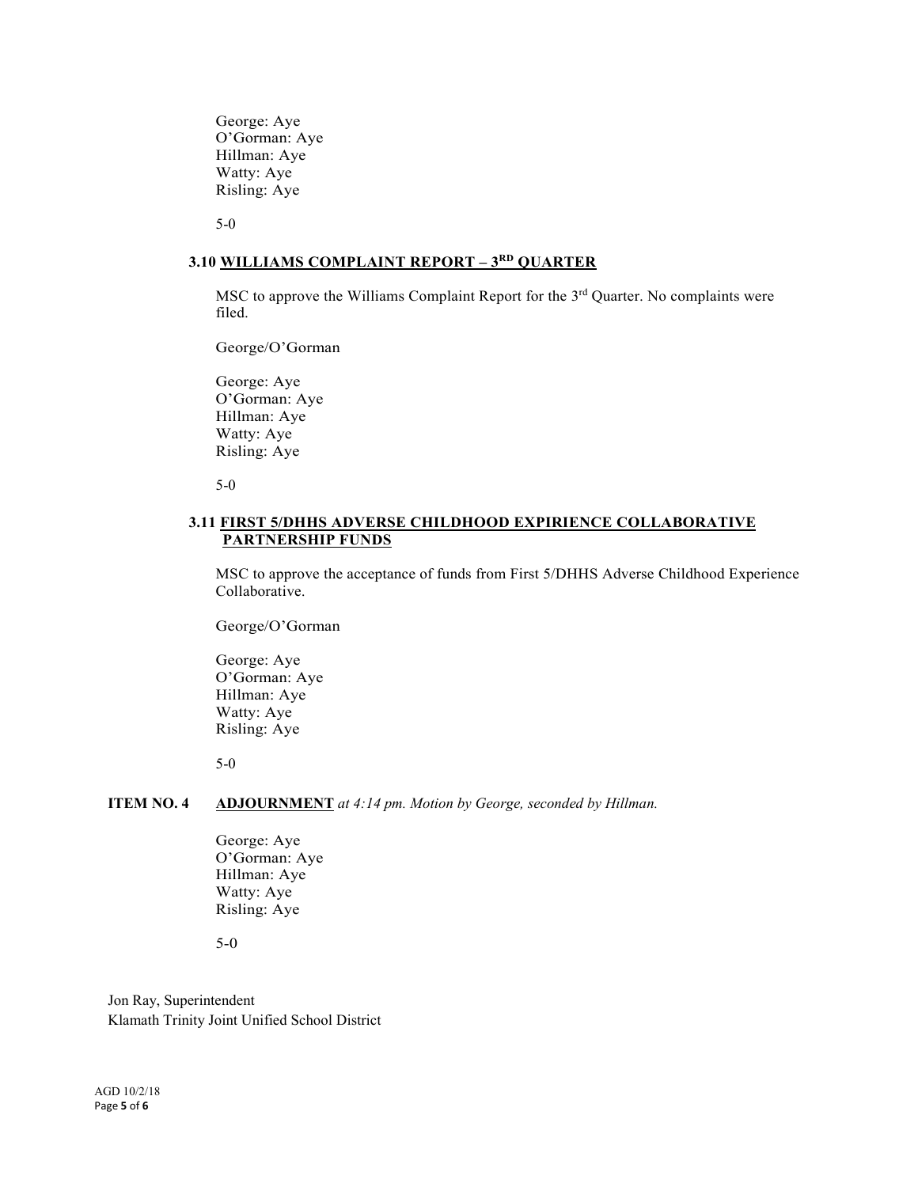George: Aye
O'Gorman: Aye
Hillman: Aye
Watty: Aye
Risling: Aye

5-0

### 3.10 **WILLIAMS COMPLAINT REPORT – 3RD QUARTER**

MSC to approve the Williams Complaint Report for the 3rd Quarter. No complaints were filed.

George/O'Gorman

George: Aye
O'Gorman: Aye
Hillman: Aye
Watty: Aye
Risling: Aye

5-0

### 3.11 **FIRST 5/DHHS ADVERSE CHILDHOOD EXPIRIENCE COLLABORATIVE PARTNERSHIP FUNDS**

MSC to approve the acceptance of funds from First 5/DHHS Adverse Childhood Experience Collaborative.

George/O'Gorman

George: Aye
O'Gorman: Aye
Hillman: Aye
Watty: Aye
Risling: Aye

5-0

**ITEM NO. 4** **ADJOURNMENT** *at 4:14 pm. Motion by George, seconded by Hillman.*

George: Aye
O'Gorman: Aye
Hillman: Aye
Watty: Aye
Risling: Aye

5-0

Jon Ray, Superintendent
Klamath Trinity Joint Unified School District

AGD 10/2/18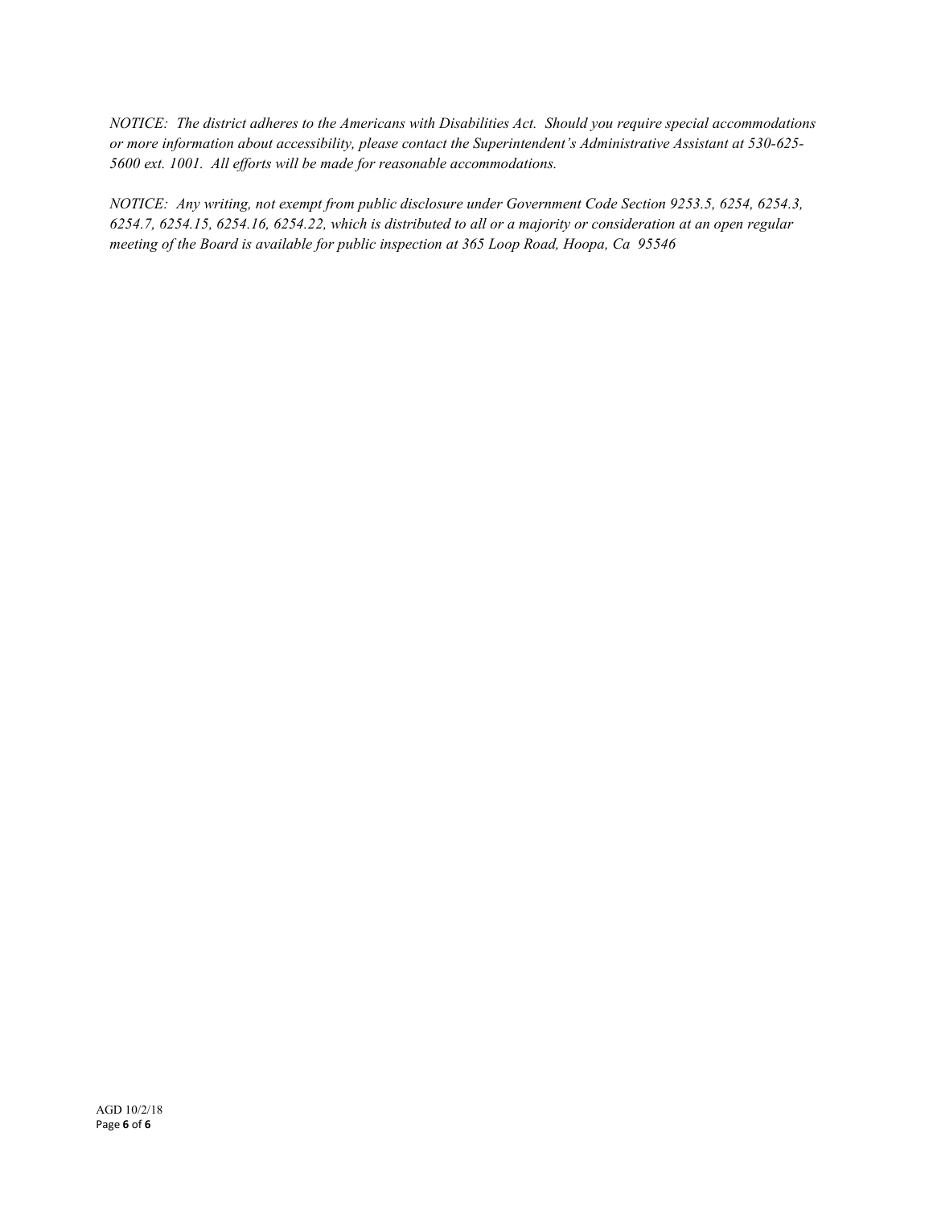*NOTICE: The district adheres to the Americans with Disabilities Act. Should you require special accommodations or more information about accessibility, please contact the Superintendent's Administrative Assistant at 530-625-5600 ext. 1001. All efforts will be made for reasonable accommodations.*

*NOTICE: Any writing, not exempt from public disclosure under Government Code Section 9253.5, 6254, 6254.3, 6254.7, 6254.15, 6254.16, 6254.22, which is distributed to all or a majority or consideration at an open regular meeting of the Board is available for public inspection at 365 Loop Road, Hoopa, Ca 95546*